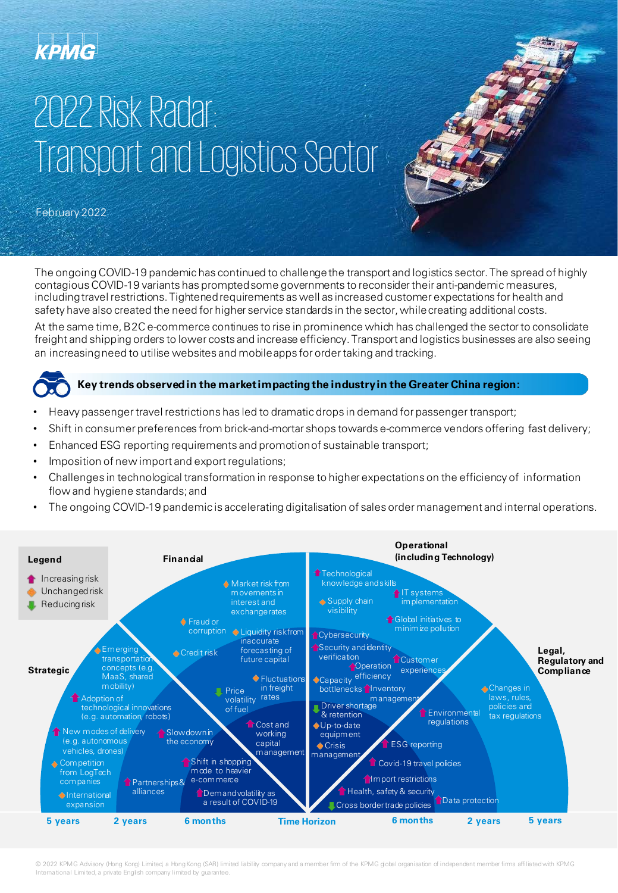# 2022 Risk Radar: Transport and Logistics Sector

February 2022

The ongoing COVID-19 pandemic has continued to challenge the transport and logistics sector. The spread of highly contagious COVID-19 variants has prompted some governments to reconsider their anti-pandemic measures, including travel restrictions. Tightened requirements as well as increased customer expectations for health and safety have also created the need for higher service standards in the sector, while creating additional costs.

At the same time, B2C e-commerce continues to rise in prominence which has challenged the sector to consolidate freight and shipping orders to lower costs and increase efficiency. Transport and logistics businesses are also seeing an increasing need to utilise websites and mobile apps for order taking and tracking.

## Key trends observed in the market impacting the industry in the Greater China region:

- Heavy passenger travel restrictions has led to dramatic drops in demand for passenger transport;
- Shift in consumer preferences from brick-and-mortar shops towards e-commerce vendors offering fast delivery;
- Enhanced ESG reporting requirements and promotion of sustainable transport;
- Imposition of new import and export regulations;
- Challenges in technological transformation in response to higher expectations on the efficiency of information flow and hygiene standards; and
- The ongoing COVID-19 pandemic is accelerating digitalisation of sales order management and internal operations.

**Legend**

- Increasing risk
- Unchanged risk
- Reducing risk

**Strategic**

- Emerging transportation concepts (e.g. MaaS, shared mobility) (Unchanged)
- Adoption of technological innovations (e.g. automation, robots) (Increasing)
- New modes of delivery (e.g. autonomous vehicles, drones) (Increasing)
- Competition from LogTech companies (Unchanged)
- International expansion (Unchanged)
- Slowdown in the economy (Increasing)
- Partnerships & alliances (Increasing)
- Shift in shopping mode to heavier e-commerce (Increasing)
- Demand volatility as a result of COVID-19 (Increasing)

**Financial**

- Market risk from movements in interest and exchange rates (Unchanged)
- Fraud or corruption (Unchanged)
- Liquidity risk from inaccurate forecasting of future capital (Unchanged)
- Credit risk (Unchanged)
- Fluctuations in freight rates (Unchanged)
- Price volatility of fuel (Reducing)
- Cost and working capital management (Increasing)

**Operational (including Technology)**

- Technological knowledge and skills (Increasing)
- Supply chain visibility (Unchanged)
- IT systems implementation (Increasing)
- Global initiatives to minimize pollution (Increasing)
- Cybersecurity (Increasing)
- Security and identity verification (Increasing)
- Operation efficiency (Increasing)
- Customer experiences (Increasing)
- Capacity bottlenecks (Unchanged)
- Inventory management (Increasing)
- Driver shortage & retention (Reducing)
- Up-to-date equipment (Unchanged)
- Crisis management (Unchanged)

**Legal, Regulatory and Compliance**

- Changes in laws, rules, policies and tax regulations (Unchanged)
- Environmental regulations (Increasing)
- ESG reporting (Increasing)
- Covid-19 travel policies (Increasing)
- Import restrictions (Increasing)
- Health, safety & security (Increasing)
- Data protection (Increasing)
- Cross border trade policies (Reducing)

Time Horizon: 5 years | 2 years | 6 months | 6 months | 2 years | 5 years

© 2022 KPMG Advisory (Hong Kong) Limited, a Hong Kong (SAR) limited liability company and a member firm of the KPMG global organisation of independent member firms affiliated with KPMG International Limited, a private English company limited by guarantee.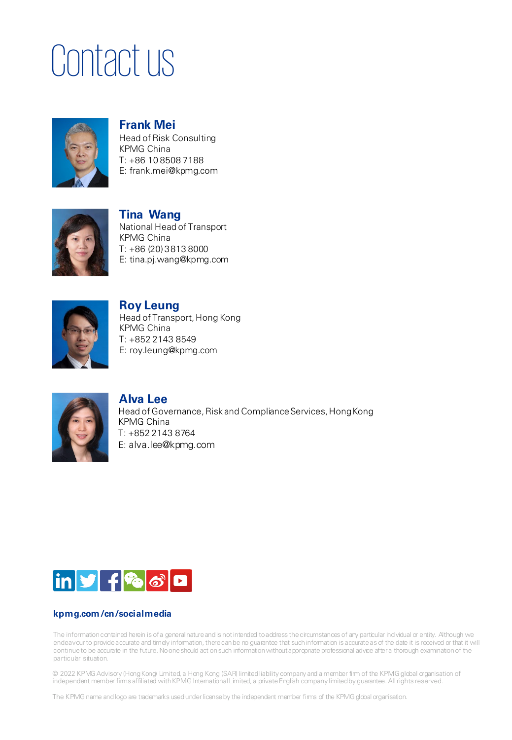# Contact us

**Frank Mei**
Head of Risk Consulting
KPMG China
T: +86 10 8508 7188
E: frank.mei@kpmg.com

**Tina Wang**
National Head of Transport
KPMG China
T: +86 (20) 3813 8000
E: tina.pj.wang@kpmg.com

**Roy Leung**
Head of Transport, Hong Kong
KPMG China
T: +852 2143 8549
E: roy.leung@kpmg.com

**Alva Lee**
Head of Governance, Risk and Compliance Services, Hong Kong
KPMG China
T: +852 2143 8764
E: alva.lee@kpmg.com

**kpmg.com/cn/socialmedia**

The information contained herein is of a general nature and is not intended to address the circumstances of any particular individual or entity. Although we endeavour to provide accurate and timely information, there can be no guarantee that such information is accurate as of the date it is received or that it will continue to be accurate in the future. No one should act on such information without appropriate professional advice after a thorough examination of the particular situation.

© 2022 KPMG Advisory (Hong Kong) Limited, a Hong Kong (SAR) limited liability company and a member firm of the KPMG global organisation of independent member firms affiliated with KPMG International Limited, a private English company limited by guarantee. All rights reserved.

The KPMG name and logo are trademarks used under license by the independent member firms of the KPMG global organisation.